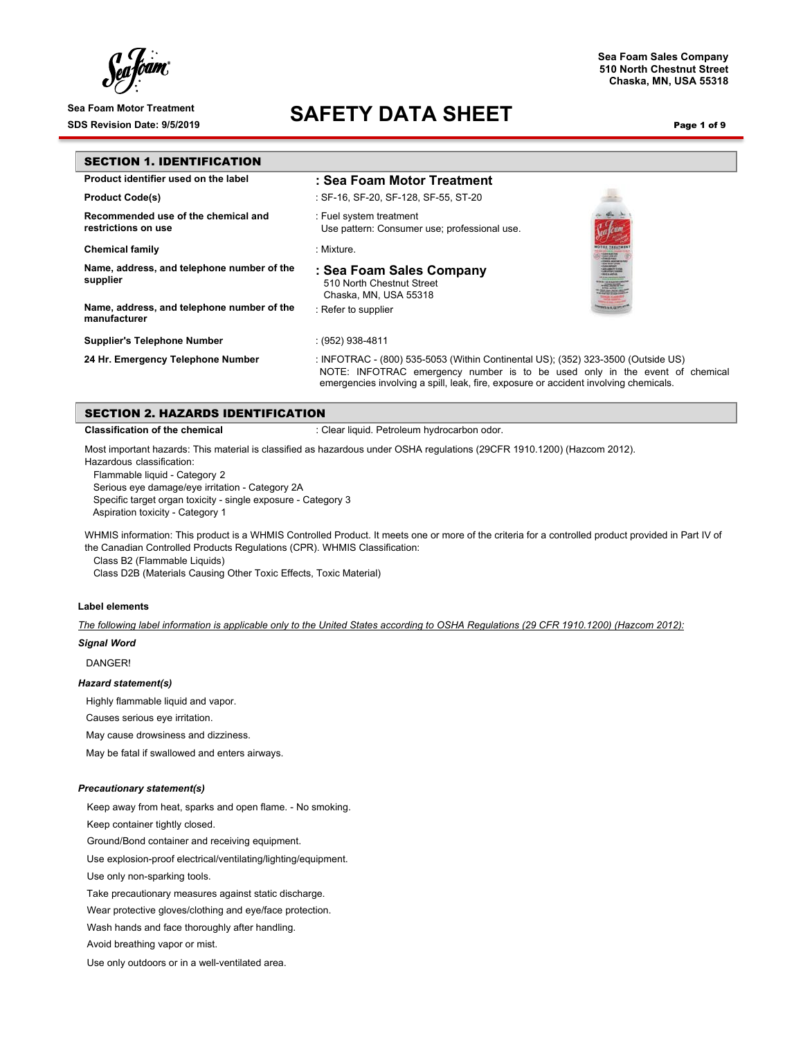Sea Foam Sales Company
510 North Chestnut Street
Chaska, MN, USA 55318

Sea Foam Motor Treatment
SDS Revision Date: 9/5/2019

# SAFETY DATA SHEET

## SECTION 1. IDENTIFICATION

| | |
|---|---|
| **Product identifier used on the label** | **: Sea Foam Motor Treatment** |
| **Product Code(s)** | : SF-16, SF-20, SF-128, SF-55, ST-20 |
| **Recommended use of the chemical and restrictions on use** | : Fuel system treatment<br>Use pattern: Consumer use; professional use. |
| **Chemical family** | : Mixture. |
| **Name, address, and telephone number of the supplier** | **: Sea Foam Sales Company**<br>510 North Chestnut Street<br>Chaska, MN, USA 55318 |
| **Name, address, and telephone number of the manufacturer** | : Refer to supplier |
| **Supplier's Telephone Number** | : (952) 938-4811 |
| **24 Hr. Emergency Telephone Number** | : INFOTRAC - (800) 535-5053 (Within Continental US); (352) 323-3500 (Outside US)<br>NOTE: INFOTRAC emergency number is to be used only in the event of chemical emergencies involving a spill, leak, fire, exposure or accident involving chemicals. |

## SECTION 2. HAZARDS IDENTIFICATION

**Classification of the chemical** : Clear liquid. Petroleum hydrocarbon odor.

Most important hazards: This material is classified as hazardous under OSHA regulations (29CFR 1910.1200) (Hazcom 2012).
Hazardous classification:

- Flammable liquid - Category 2
- Serious eye damage/eye irritation - Category 2A
- Specific target organ toxicity - single exposure - Category 3
- Aspiration toxicity - Category 1

WHMIS information: This product is a WHMIS Controlled Product. It meets one or more of the criteria for a controlled product provided in Part IV of the Canadian Controlled Products Regulations (CPR). WHMIS Classification:

- Class B2 (Flammable Liquids)
- Class D2B (Materials Causing Other Toxic Effects, Toxic Material)

**Label elements**

*The following label information is applicable only to the United States according to OSHA Regulations (29 CFR 1910.1200) (Hazcom 2012):*

***Signal Word***

DANGER!

***Hazard statement(s)***

Highly flammable liquid and vapor.

Causes serious eye irritation.

May cause drowsiness and dizziness.

May be fatal if swallowed and enters airways.

***Precautionary statement(s)***

Keep away from heat, sparks and open flame. - No smoking.

Keep container tightly closed.

Ground/Bond container and receiving equipment.

Use explosion-proof electrical/ventilating/lighting/equipment.

Use only non-sparking tools.

Take precautionary measures against static discharge.

Wear protective gloves/clothing and eye/face protection.

Wash hands and face thoroughly after handling.

Avoid breathing vapor or mist.

Use only outdoors or in a well-ventilated area.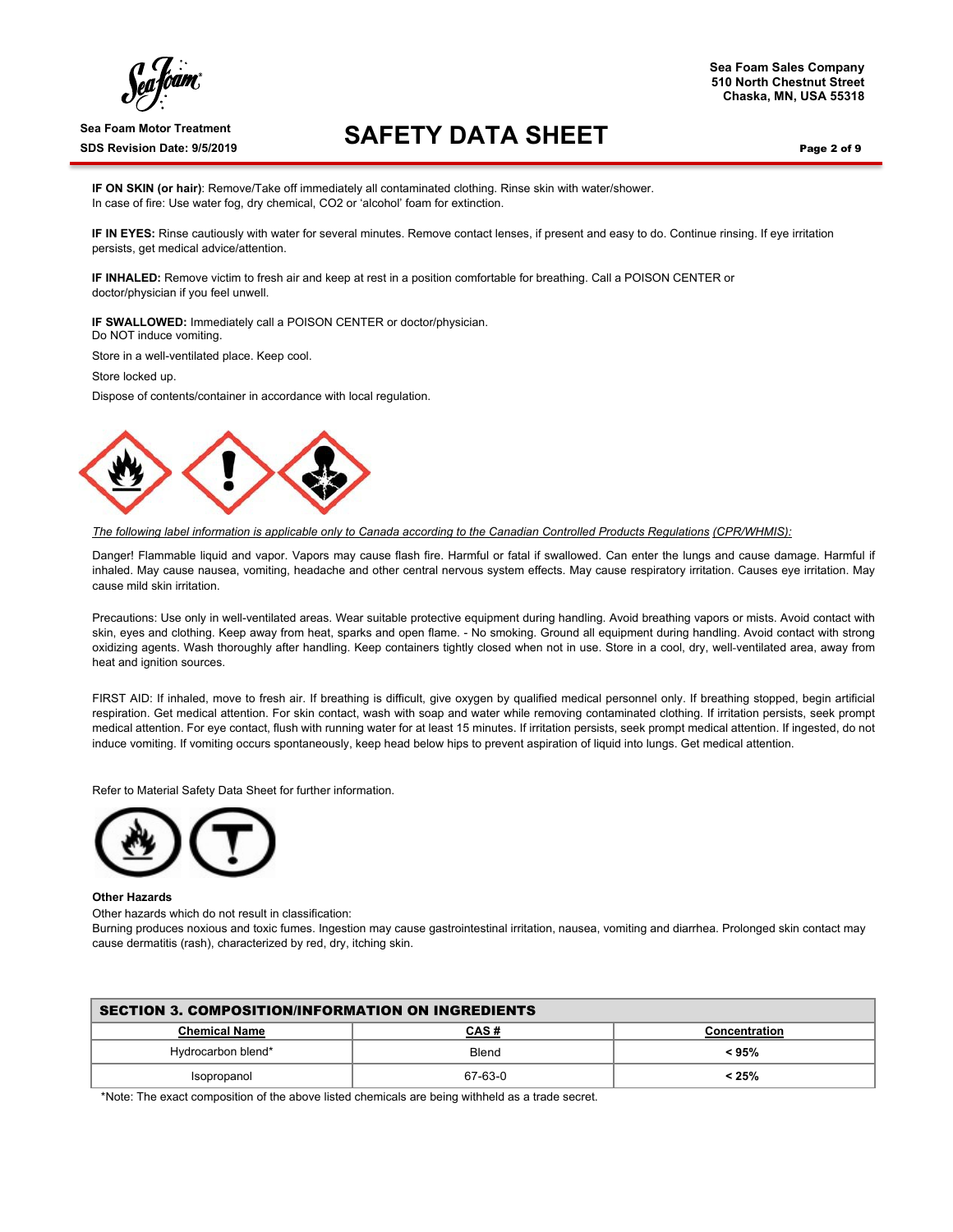**IF ON SKIN (or hair)**: Remove/Take off immediately all contaminated clothing. Rinse skin with water/shower.
In case of fire: Use water fog, dry chemical, $CO_2$ or 'alcohol' foam for extinction.

**IF IN EYES:** Rinse cautiously with water for several minutes. Remove contact lenses, if present and easy to do. Continue rinsing. If eye irritation persists, get medical advice/attention.

**IF INHALED:** Remove victim to fresh air and keep at rest in a position comfortable for breathing. Call a POISON CENTER or doctor/physician if you feel unwell.

**IF SWALLOWED:** Immediately call a POISON CENTER or doctor/physician.
Do NOT induce vomiting.

Store in a well-ventilated place. Keep cool.

Store locked up.

Dispose of contents/container in accordance with local regulation.

*The following label information is applicable only to Canada according to the Canadian Controlled Products Regulations (CPR/WHMIS):*

Danger! Flammable liquid and vapor. Vapors may cause flash fire. Harmful or fatal if swallowed. Can enter the lungs and cause damage. Harmful if inhaled. May cause nausea, vomiting, headache and other central nervous system effects. May cause respiratory irritation. Causes eye irritation. May cause mild skin irritation.

Precautions: Use only in well-ventilated areas. Wear suitable protective equipment during handling. Avoid breathing vapors or mists. Avoid contact with skin, eyes and clothing. Keep away from heat, sparks and open flame. - No smoking. Ground all equipment during handling. Avoid contact with strong oxidizing agents. Wash thoroughly after handling. Keep containers tightly closed when not in use. Store in a cool, dry, well-ventilated area, away from heat and ignition sources.

FIRST AID: If inhaled, move to fresh air. If breathing is difficult, give oxygen by qualified medical personnel only. If breathing stopped, begin artificial respiration. Get medical attention. For skin contact, wash with soap and water while removing contaminated clothing. If irritation persists, seek prompt medical attention. For eye contact, flush with running water for at least 15 minutes. If irritation persists, seek prompt medical attention. If ingested, do not induce vomiting. If vomiting occurs spontaneously, keep head below hips to prevent aspiration of liquid into lungs. Get medical attention.

Refer to Material Safety Data Sheet for further information.

**Other Hazards**

Other hazards which do not result in classification:
Burning produces noxious and toxic fumes. Ingestion may cause gastrointestinal irritation, nausea, vomiting and diarrhea. Prolonged skin contact may cause dermatitis (rash), characterized by red, dry, itching skin.

## SECTION 3. COMPOSITION/INFORMATION ON INGREDIENTS

| Chemical Name | CAS # | Concentration |
|---|---|---|
| Hydrocarbon blend* | Blend | < 95% |
| Isopropanol | 67-63-0 | < 25% |

*Note: The exact composition of the above listed chemicals are being withheld as a trade secret.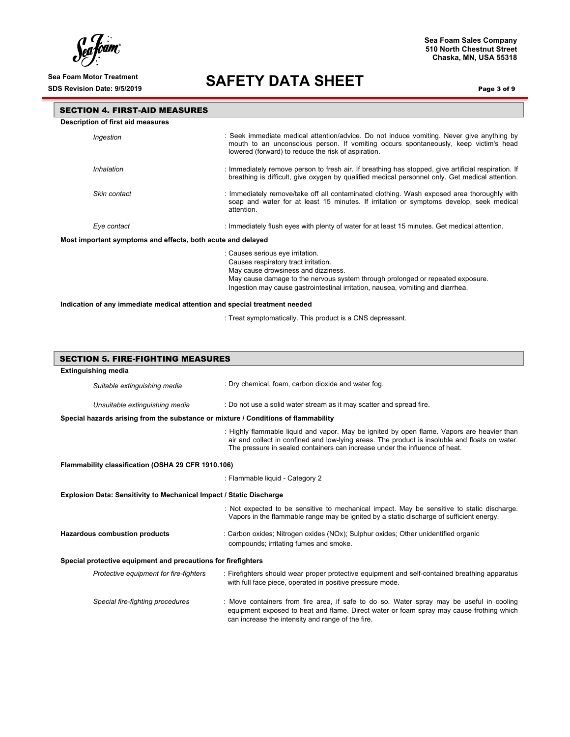## SECTION 4. FIRST-AID MEASURES

**Description of first aid measures**

| | |
|---|---|
| *Ingestion* | : Seek immediate medical attention/advice. Do not induce vomiting. Never give anything by mouth to an unconscious person. If vomiting occurs spontaneously, keep victim's head lowered (forward) to reduce the risk of aspiration. |
| *Inhalation* | : Immediately remove person to fresh air. If breathing has stopped, give artificial respiration. If breathing is difficult, give oxygen by qualified medical personnel only. Get medical attention. |
| *Skin contact* | : Immediately remove/take off all contaminated clothing. Wash exposed area thoroughly with soap and water for at least 15 minutes. If irritation or symptoms develop, seek medical attention. |
| *Eye contact* | : Immediately flush eyes with plenty of water for at least 15 minutes. Get medical attention. |

**Most important symptoms and effects, both acute and delayed**

: Causes serious eye irritation.
Causes respiratory tract irritation.
May cause drowsiness and dizziness.
May cause damage to the nervous system through prolonged or repeated exposure.
Ingestion may cause gastrointestinal irritation, nausea, vomiting and diarrhea.

**Indication of any immediate medical attention and special treatment needed**

: Treat symptomatically. This product is a CNS depressant.

## SECTION 5. FIRE-FIGHTING MEASURES

**Extinguishing media**

| | |
|---|---|
| *Suitable extinguishing media* | : Dry chemical, foam, carbon dioxide and water fog. |
| *Unsuitable extinguishing media* | : Do not use a solid water stream as it may scatter and spread fire. |

**Special hazards arising from the substance or mixture / Conditions of flammability**

: Highly flammable liquid and vapor. May be ignited by open flame. Vapors are heavier than air and collect in confined and low-lying areas. The product is insoluble and floats on water. The pressure in sealed containers can increase under the influence of heat.

**Flammability classification (OSHA 29 CFR 1910.106)**

: Flammable liquid - Category 2

**Explosion Data: Sensitivity to Mechanical Impact / Static Discharge**

: Not expected to be sensitive to mechanical impact. May be sensitive to static discharge. Vapors in the flammable range may be ignited by a static discharge of sufficient energy.

**Hazardous combustion products** : Carbon oxides; Nitrogen oxides (NOx); Sulphur oxides; Other unidentified organic compounds; irritating fumes and smoke.

**Special protective equipment and precautions for firefighters**

| | |
|---|---|
| *Protective equipment for fire-fighters* | : Firefighters should wear proper protective equipment and self-contained breathing apparatus with full face piece, operated in positive pressure mode. |
| *Special fire-fighting procedures* | : Move containers from fire area, if safe to do so. Water spray may be useful in cooling equipment exposed to heat and flame. Direct water or foam spray may cause frothing which can increase the intensity and range of the fire. |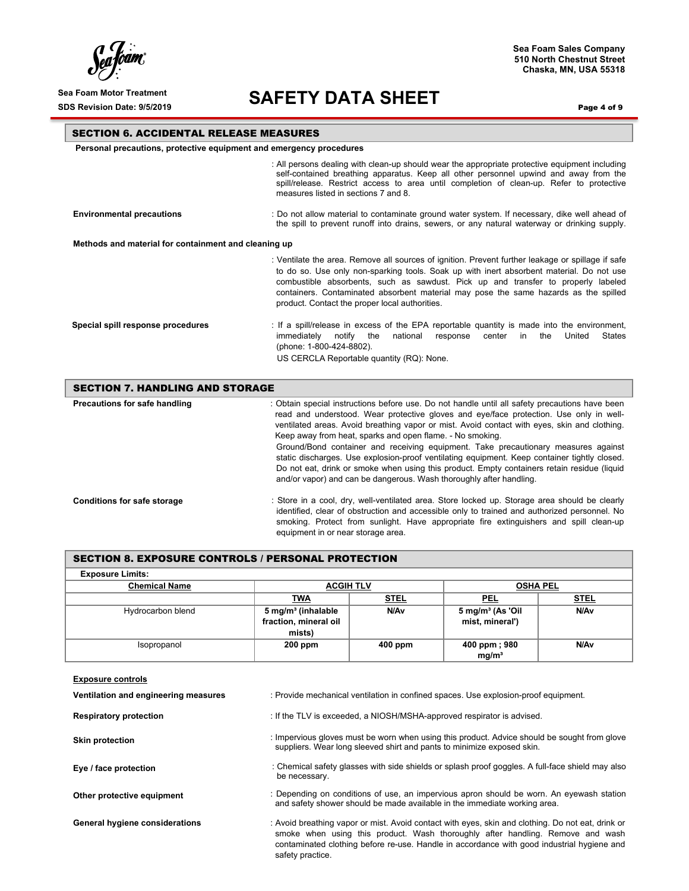## SECTION 6. ACCIDENTAL RELEASE MEASURES

**Personal precautions, protective equipment and emergency procedures**

: All persons dealing with clean-up should wear the appropriate protective equipment including self-contained breathing apparatus. Keep all other personnel upwind and away from the spill/release. Restrict access to area until completion of clean-up. Refer to protective measures listed in sections 7 and 8.

**Environmental precautions** : Do not allow material to contaminate ground water system. If necessary, dike well ahead of the spill to prevent runoff into drains, sewers, or any natural waterway or drinking supply.

**Methods and material for containment and cleaning up**

: Ventilate the area. Remove all sources of ignition. Prevent further leakage or spillage if safe to do so. Use only non-sparking tools. Soak up with inert absorbent material. Do not use combustible absorbents, such as sawdust. Pick up and transfer to properly labeled containers. Contaminated absorbent material may pose the same hazards as the spilled product. Contact the proper local authorities.

**Special spill response procedures** : If a spill/release in excess of the EPA reportable quantity is made into the environment, immediately notify the national response center in the United States (phone: 1-800-424-8802).
US CERCLA Reportable quantity (RQ): None.

## SECTION 7. HANDLING AND STORAGE

**Precautions for safe handling** : Obtain special instructions before use. Do not handle until all safety precautions have been read and understood. Wear protective gloves and eye/face protection. Use only in well-ventilated areas. Avoid breathing vapor or mist. Avoid contact with eyes, skin and clothing. Keep away from heat, sparks and open flame. - No smoking.
Ground/Bond container and receiving equipment. Take precautionary measures against static discharges. Use explosion-proof ventilating equipment. Keep container tightly closed. Do not eat, drink or smoke when using this product. Empty containers retain residue (liquid and/or vapor) and can be dangerous. Wash thoroughly after handling.

**Conditions for safe storage** : Store in a cool, dry, well-ventilated area. Store locked up. Storage area should be clearly identified, clear of obstruction and accessible only to trained and authorized personnel. No smoking. Protect from sunlight. Have appropriate fire extinguishers and spill clean-up equipment in or near storage area.

## SECTION 8. EXPOSURE CONTROLS / PERSONAL PROTECTION

**Exposure Limits:**

| Chemical Name | ACGIH TLV | | OSHA PEL | |
|---|---|---|---|---|
| | **TWA** | **STEL** | **PEL** | **STEL** |
| Hydrocarbon blend | **5 mg/m³ (inhalable fraction, mineral oil mists)** | **N/Av** | **5 mg/m³ (As 'Oil mist, mineral')** | **N/Av** |
| Isopropanol | **200 ppm** | **400 ppm** | **400 ppm ; 980 mg/m³** | **N/Av** |

**Exposure controls**

**Ventilation and engineering measures** : Provide mechanical ventilation in confined spaces. Use explosion-proof equipment.

**Respiratory protection** : If the TLV is exceeded, a NIOSH/MSHA-approved respirator is advised.

**Skin protection** : Impervious gloves must be worn when using this product. Advice should be sought from glove suppliers. Wear long sleeved shirt and pants to minimize exposed skin.

**Eye / face protection** : Chemical safety glasses with side shields or splash proof goggles. A full-face shield may also be necessary.

**Other protective equipment** : Depending on conditions of use, an impervious apron should be worn. An eyewash station and safety shower should be made available in the immediate working area.

**General hygiene considerations** : Avoid breathing vapor or mist. Avoid contact with eyes, skin and clothing. Do not eat, drink or smoke when using this product. Wash thoroughly after handling. Remove and wash contaminated clothing before re-use. Handle in accordance with good industrial hygiene and safety practice.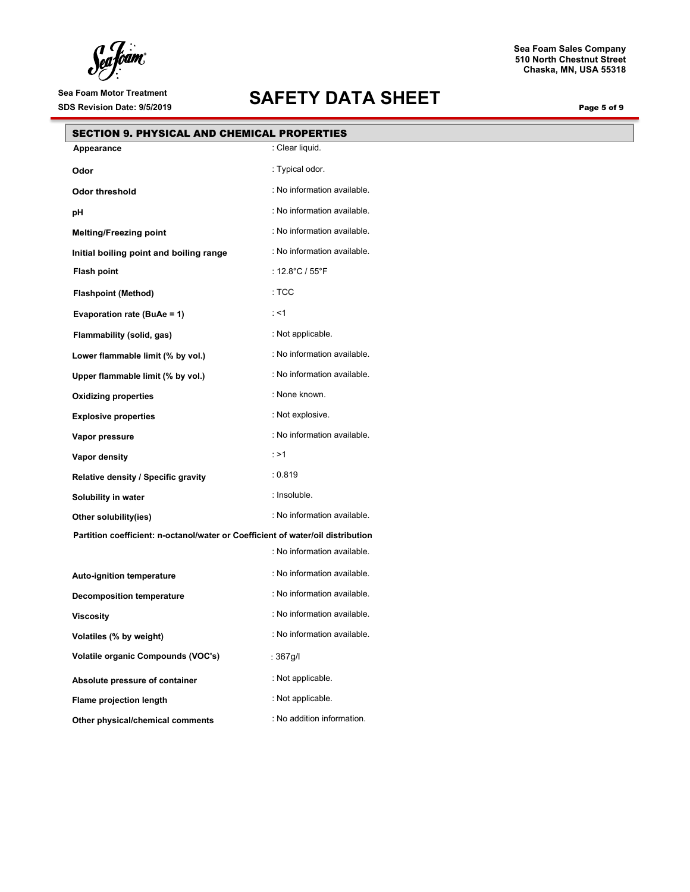## SECTION 9. PHYSICAL AND CHEMICAL PROPERTIES

| Property | Value |
|---|---|
| **Appearance** | : Clear liquid. |
| **Odor** | : Typical odor. |
| **Odor threshold** | : No information available. |
| **pH** | : No information available. |
| **Melting/Freezing point** | : No information available. |
| **Initial boiling point and boiling range** | : No information available. |
| **Flash point** | : 12.8°C / 55°F |
| **Flashpoint (Method)** | : TCC |
| **Evaporation rate (BuAe = 1)** | : <1 |
| **Flammability (solid, gas)** | : Not applicable. |
| **Lower flammable limit (% by vol.)** | : No information available. |
| **Upper flammable limit (% by vol.)** | : No information available. |
| **Oxidizing properties** | : None known. |
| **Explosive properties** | : Not explosive. |
| **Vapor pressure** | : No information available. |
| **Vapor density** | : >1 |
| **Relative density / Specific gravity** | : 0.819 |
| **Solubility in water** | : Insoluble. |
| **Other solubility(ies)** | : No information available. |
| **Partition coefficient: n-octanol/water or Coefficient of water/oil distribution** | : No information available. |
| **Auto-ignition temperature** | : No information available. |
| **Decomposition temperature** | : No information available. |
| **Viscosity** | : No information available. |
| **Volatiles (% by weight)** | : No information available. |
| **Volatile organic Compounds (VOC's)** | : 367g/l |
| **Absolute pressure of container** | : Not applicable. |
| **Flame projection length** | : Not applicable. |
| **Other physical/chemical comments** | : No addition information. |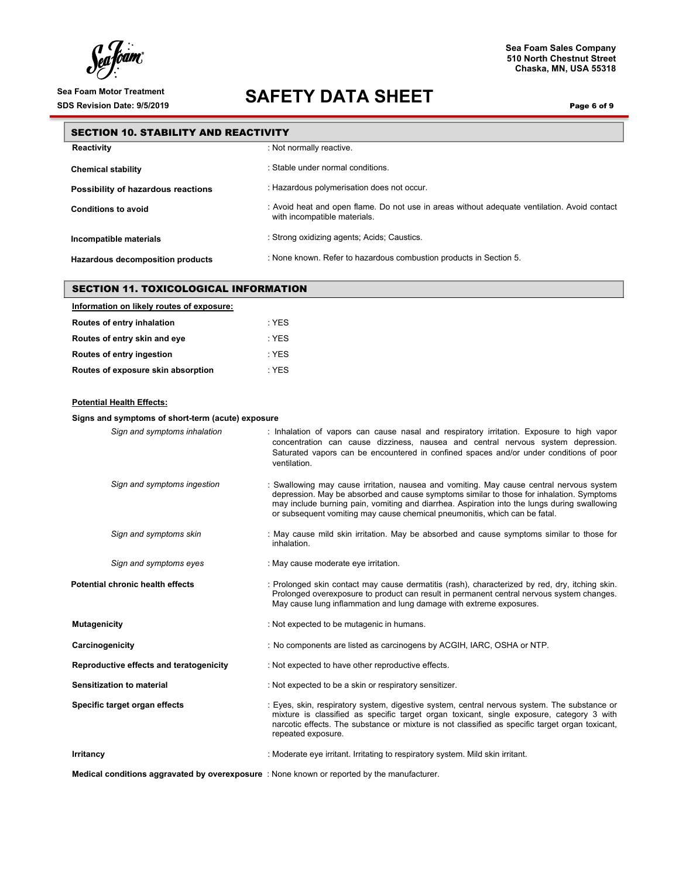## SECTION 10. STABILITY AND REACTIVITY

| | |
|---|---|
| **Reactivity** | : Not normally reactive. |
| **Chemical stability** | : Stable under normal conditions. |
| **Possibility of hazardous reactions** | : Hazardous polymerisation does not occur. |
| **Conditions to avoid** | : Avoid heat and open flame. Do not use in areas without adequate ventilation. Avoid contact with incompatible materials. |
| **Incompatible materials** | : Strong oxidizing agents; Acids; Caustics. |
| **Hazardous decomposition products** | : None known. Refer to hazardous combustion products in Section 5. |

## SECTION 11. TOXICOLOGICAL INFORMATION

**Information on likely routes of exposure:**

| | |
|---|---|
| **Routes of entry inhalation** | : YES |
| **Routes of entry skin and eye** | : YES |
| **Routes of entry ingestion** | : YES |
| **Routes of exposure skin absorption** | : YES |

**Potential Health Effects:**

**Signs and symptoms of short-term (acute) exposure**

| | |
|---|---|
| *Sign and symptoms inhalation* | : Inhalation of vapors can cause nasal and respiratory irritation. Exposure to high vapor concentration can cause dizziness, nausea and central nervous system depression. Saturated vapors can be encountered in confined spaces and/or under conditions of poor ventilation. |
| *Sign and symptoms ingestion* | : Swallowing may cause irritation, nausea and vomiting. May cause central nervous system depression. May be absorbed and cause symptoms similar to those for inhalation. Symptoms may include burning pain, vomiting and diarrhea. Aspiration into the lungs during swallowing or subsequent vomiting may cause chemical pneumonitis, which can be fatal. |
| *Sign and symptoms skin* | : May cause mild skin irritation. May be absorbed and cause symptoms similar to those for inhalation. |
| *Sign and symptoms eyes* | : May cause moderate eye irritation. |

| | |
|---|---|
| **Potential chronic health effects** | : Prolonged skin contact may cause dermatitis (rash), characterized by red, dry, itching skin. Prolonged overexposure to product can result in permanent central nervous system changes. May cause lung inflammation and lung damage with extreme exposures. |
| **Mutagenicity** | : Not expected to be mutagenic in humans. |
| **Carcinogenicity** | : No components are listed as carcinogens by ACGIH, IARC, OSHA or NTP. |
| **Reproductive effects and teratogenicity** | : Not expected to have other reproductive effects. |
| **Sensitization to material** | : Not expected to be a skin or respiratory sensitizer. |
| **Specific target organ effects** | : Eyes, skin, respiratory system, digestive system, central nervous system. The substance or mixture is classified as specific target organ toxicant, single exposure, category 3 with narcotic effects. The substance or mixture is not classified as specific target organ toxicant, repeated exposure. |
| **Irritancy** | : Moderate eye irritant. Irritating to respiratory system. Mild skin irritant. |
| **Medical conditions aggravated by overexposure** | : None known or reported by the manufacturer. |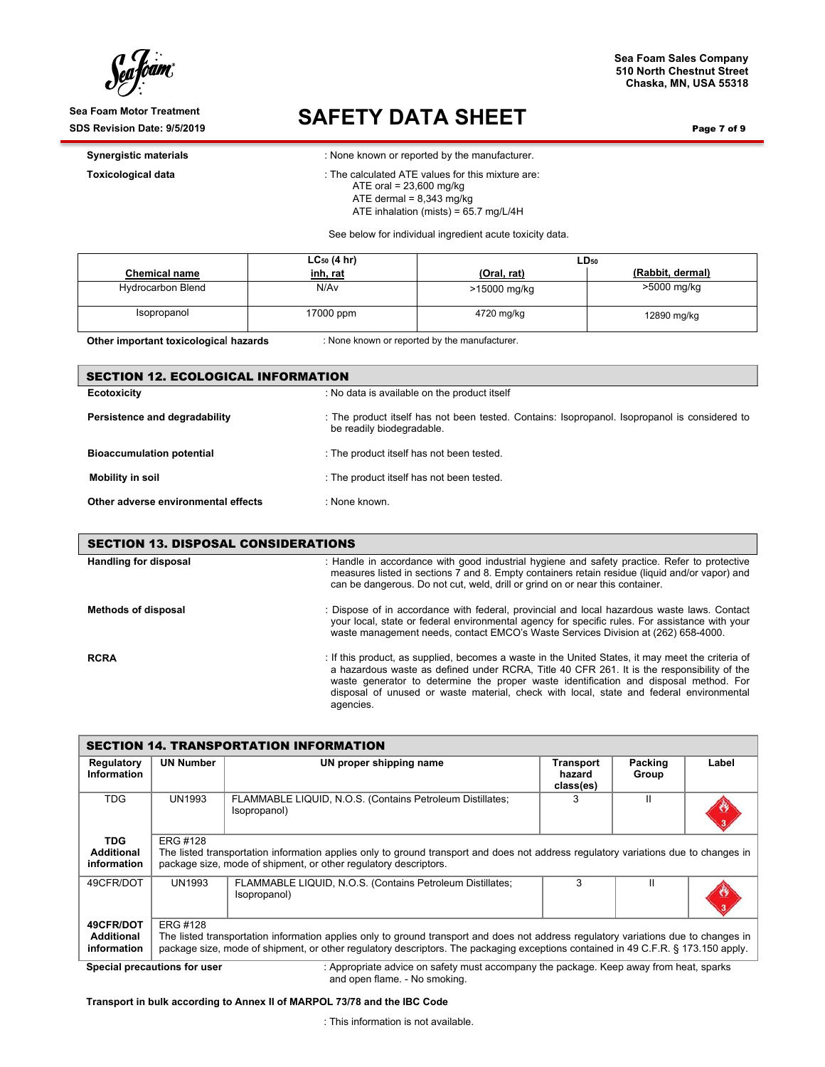**Synergistic materials** : None known or reported by the manufacturer.

**Toxicological data** : The calculated ATE values for this mixture are:
ATE oral = 23,600 mg/kg
ATE dermal = 8,343 mg/kg
ATE inhalation (mists) = 65.7 mg/L/4H

See below for individual ingredient acute toxicity data.

| Chemical name | $LC_{50}$ (4 hr) inh, rat | $LD_{50}$ (Oral, rat) | $LD_{50}$ (Rabbit, dermal) |
|---|---|---|---|
| Hydrocarbon Blend | N/Av | >15000 mg/kg | >5000 mg/kg |
| Isopropanol | 17000 ppm | 4720 mg/kg | 12890 mg/kg |

**Other important toxicological hazards** : None known or reported by the manufacturer.

## SECTION 12. ECOLOGICAL INFORMATION

**Ecotoxicity** : No data is available on the product itself

**Persistence and degradability** : The product itself has not been tested. Contains: Isopropanol. Isopropanol is considered to be readily biodegradable.

**Bioaccumulation potential** : The product itself has not been tested.

**Mobility in soil** : The product itself has not been tested.

**Other adverse environmental effects** : None known.

## SECTION 13. DISPOSAL CONSIDERATIONS

**Handling for disposal** : Handle in accordance with good industrial hygiene and safety practice. Refer to protective measures listed in sections 7 and 8. Empty containers retain residue (liquid and/or vapor) and can be dangerous. Do not cut, weld, drill or grind on or near this container.

**Methods of disposal** : Dispose of in accordance with federal, provincial and local hazardous waste laws. Contact your local, state or federal environmental agency for specific rules. For assistance with your waste management needs, contact EMCO's Waste Services Division at (262) 658-4000.

**RCRA** : If this product, as supplied, becomes a waste in the United States, it may meet the criteria of a hazardous waste as defined under RCRA, Title 40 CFR 261. It is the responsibility of the waste generator to determine the proper waste identification and disposal method. For disposal of unused or waste material, check with local, state and federal environmental agencies.

## SECTION 14. TRANSPORTATION INFORMATION

| Regulatory Information | UN Number | UN proper shipping name | Transport hazard class(es) | Packing Group | Label |
|---|---|---|---|---|---|
| TDG | UN1993 | FLAMMABLE LIQUID, N.O.S. (Contains Petroleum Distillates; Isopropanol) | 3 | II | |
| TDG Additional information | ERG #128 The listed transportation information applies only to ground transport and does not address regulatory variations due to changes in package size, mode of shipment, or other regulatory descriptors. | | | | |
| 49CFR/DOT | UN1993 | FLAMMABLE LIQUID, N.O.S. (Contains Petroleum Distillates; Isopropanol) | 3 | II | |
| 49CFR/DOT Additional information | ERG #128 The listed transportation information applies only to ground transport and does not address regulatory variations due to changes in package size, mode of shipment, or other regulatory descriptors. The packaging exceptions contained in 49 C.F.R. § 173.150 apply. | | | | |

**Special precautions for user** : Appropriate advice on safety must accompany the package. Keep away from heat, sparks and open flame. - No smoking.

**Transport in bulk according to Annex II of MARPOL 73/78 and the IBC Code**

: This information is not available.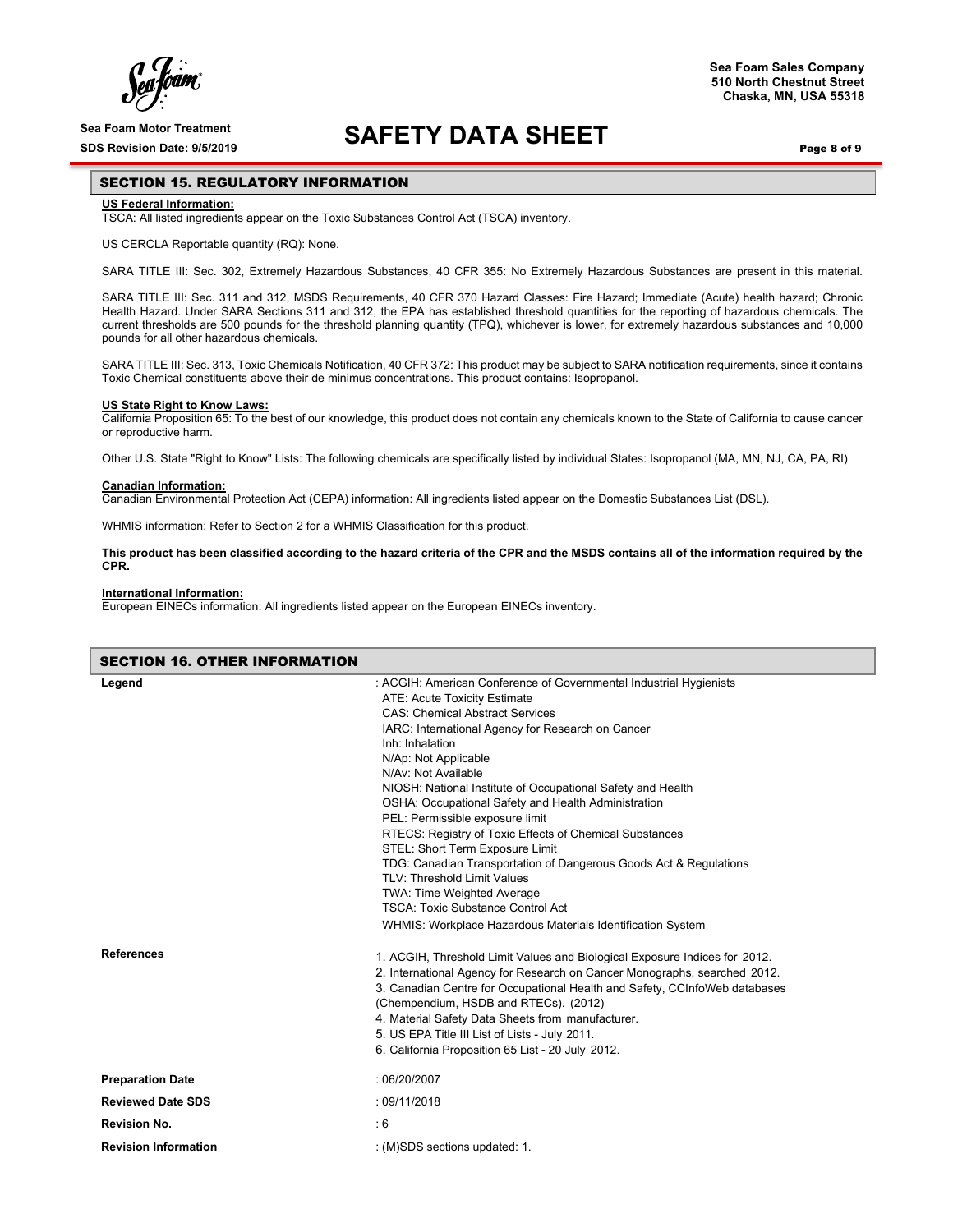## SECTION 15. REGULATORY INFORMATION

**US Federal Information:**

TSCA: All listed ingredients appear on the Toxic Substances Control Act (TSCA) inventory.

US CERCLA Reportable quantity (RQ): None.

SARA TITLE III: Sec. 302, Extremely Hazardous Substances, 40 CFR 355: No Extremely Hazardous Substances are present in this material.

SARA TITLE III: Sec. 311 and 312, MSDS Requirements, 40 CFR 370 Hazard Classes: Fire Hazard; Immediate (Acute) health hazard; Chronic Health Hazard. Under SARA Sections 311 and 312, the EPA has established threshold quantities for the reporting of hazardous chemicals. The current thresholds are 500 pounds for the threshold planning quantity (TPQ), whichever is lower, for extremely hazardous substances and 10,000 pounds for all other hazardous chemicals.

SARA TITLE III: Sec. 313, Toxic Chemicals Notification, 40 CFR 372: This product may be subject to SARA notification requirements, since it contains Toxic Chemical constituents above their de minimus concentrations. This product contains: Isopropanol.

**US State Right to Know Laws:**

California Proposition 65: To the best of our knowledge, this product does not contain any chemicals known to the State of California to cause cancer or reproductive harm.

Other U.S. State "Right to Know" Lists: The following chemicals are specifically listed by individual States: Isopropanol (MA, MN, NJ, CA, PA, RI)

**Canadian Information:**

Canadian Environmental Protection Act (CEPA) information: All ingredients listed appear on the Domestic Substances List (DSL).

WHMIS information: Refer to Section 2 for a WHMIS Classification for this product.

**This product has been classified according to the hazard criteria of the CPR and the MSDS contains all of the information required by the CPR.**

**International Information:**

European EINECs information: All ingredients listed appear on the European EINECs inventory.

## SECTION 16. OTHER INFORMATION

**Legend**

: ACGIH: American Conference of Governmental Industrial Hygienists
ATE: Acute Toxicity Estimate
CAS: Chemical Abstract Services
IARC: International Agency for Research on Cancer
Inh: Inhalation
N/Ap: Not Applicable
N/Av: Not Available
NIOSH: National Institute of Occupational Safety and Health
OSHA: Occupational Safety and Health Administration
PEL: Permissible exposure limit
RTECS: Registry of Toxic Effects of Chemical Substances
STEL: Short Term Exposure Limit
TDG: Canadian Transportation of Dangerous Goods Act & Regulations
TLV: Threshold Limit Values
TWA: Time Weighted Average
TSCA: Toxic Substance Control Act
WHMIS: Workplace Hazardous Materials Identification System

**References**

1. ACGIH, Threshold Limit Values and Biological Exposure Indices for 2012.
2. International Agency for Research on Cancer Monographs, searched 2012.
3. Canadian Centre for Occupational Health and Safety, CCInfoWeb databases (Chempendium, HSDB and RTECs). (2012)
4. Material Safety Data Sheets from manufacturer.
5. US EPA Title III List of Lists - July 2011.
6. California Proposition 65 List - 20 July 2012.

**Preparation Date** : 06/20/2007

**Reviewed Date SDS** : 09/11/2018

**Revision No.** : 6

**Revision Information** : (M)SDS sections updated: 1.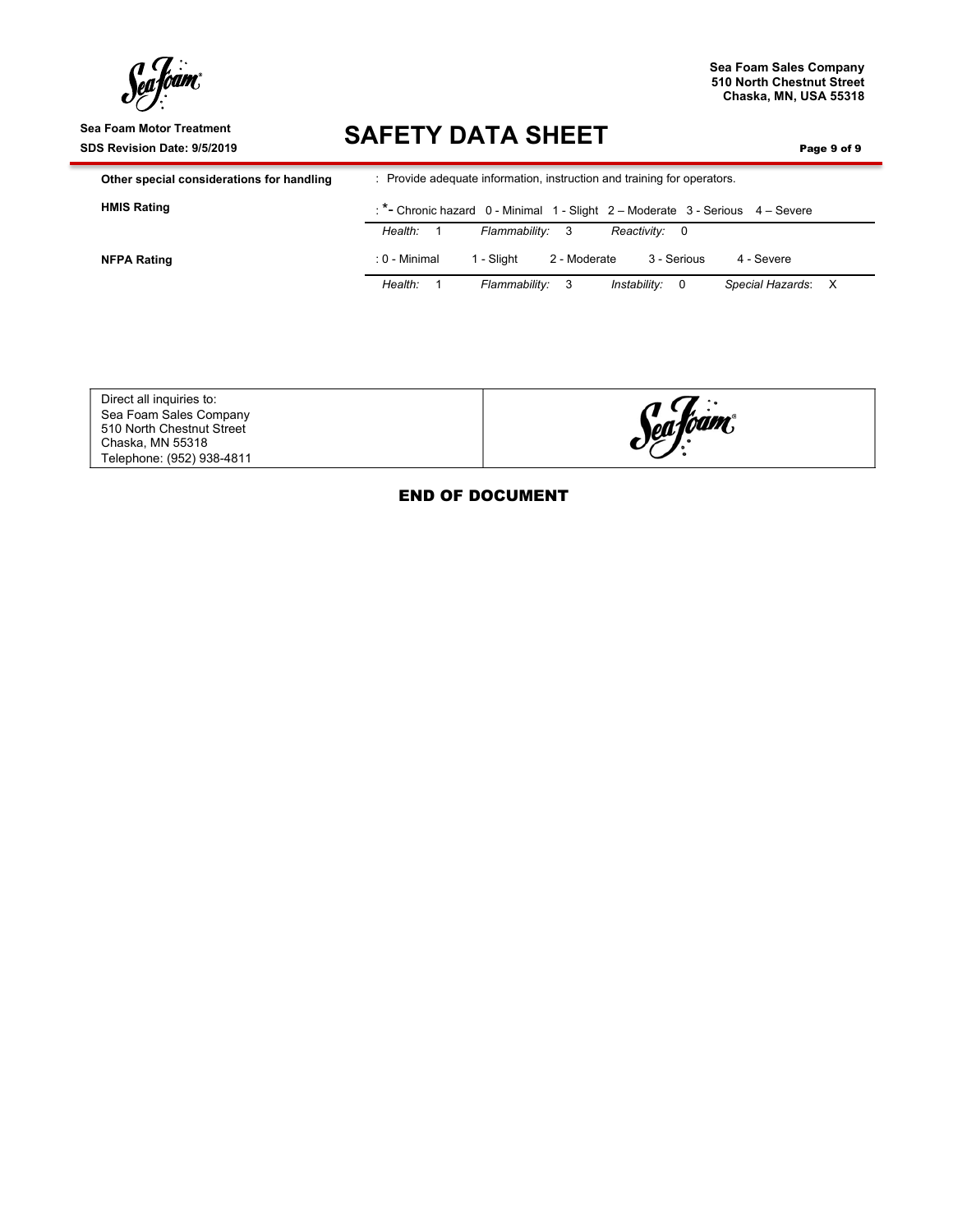| | |
|---|---|
| **Other special considerations for handling** | : Provide adequate information, instruction and training for operators. |
| **HMIS Rating** | : *- Chronic hazard 0 - Minimal 1 - Slight 2 – Moderate 3 - Serious 4 – Severe |
| | *Health:* 1 *Flammability:* 3 *Reactivity:* 0 |
| **NFPA Rating** | : 0 - Minimal 1 - Slight 2 - Moderate 3 - Serious 4 - Severe |
| | *Health:* 1 *Flammability:* 3 *Instability:* 0 *Special Hazards*: X |

Direct all inquiries to:
Sea Foam Sales Company
510 North Chestnut Street
Chaska, MN 55318
Telephone: (952) 938-4811

**END OF DOCUMENT**